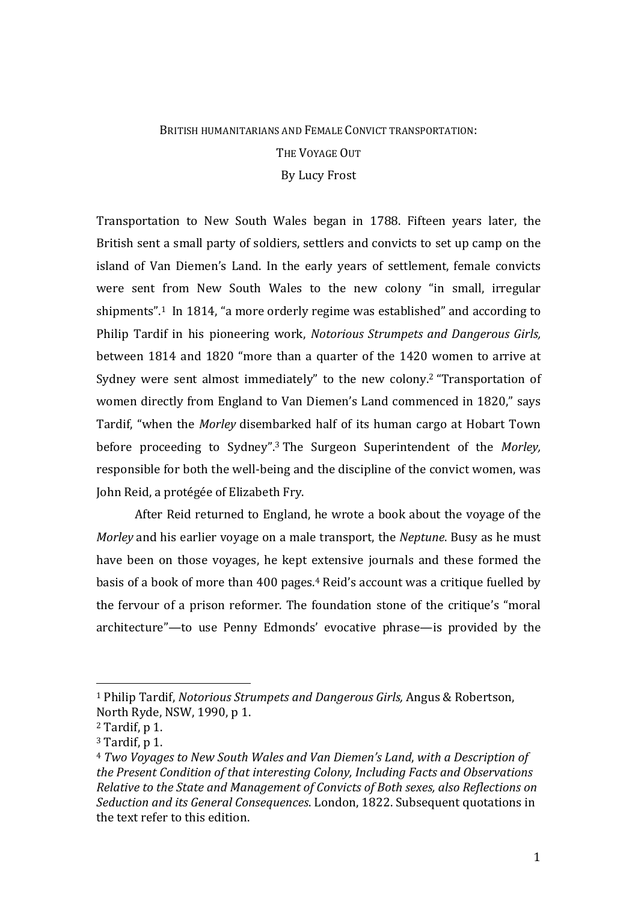# British humanitarians and Female Convict transportation:

## The Voyage Out

By Lucy Frost

Transportation to New South Wales began in 1788. Fifteen years later, the British sent a small party of soldiers, settlers and convicts to set up camp on the island of Van Diemen's Land. In the early years of settlement, female convicts were sent from New South Wales to the new colony "in small, irregular shipments".[1] In 1814, "a more orderly regime was established" and according to Philip Tardif in his pioneering work, *Notorious Strumpets and Dangerous Girls,* between 1814 and 1820 "more than a quarter of the 1420 women to arrive at Sydney were sent almost immediately" to the new colony.[2] "Transportation of women directly from England to Van Diemen's Land commenced in 1820," says Tardif, "when the *Morley* disembarked half of its human cargo at Hobart Town before proceeding to Sydney".[3] The Surgeon Superintendent of the *Morley,* responsible for both the well-being and the discipline of the convict women, was John Reid, a protégée of Elizabeth Fry.

After Reid returned to England, he wrote a book about the voyage of the *Morley* and his earlier voyage on a male transport, the *Neptune*. Busy as he must have been on those voyages, he kept extensive journals and these formed the basis of a book of more than 400 pages.[4] Reid's account was a critique fuelled by the fervour of a prison reformer. The foundation stone of the critique's "moral architecture"—to use Penny Edmonds' evocative phrase—is provided by the

---

[1] Philip Tardif, *Notorious Strumpets and Dangerous Girls,* Angus & Robertson, North Ryde, NSW, 1990, p 1.

[2] Tardif, p 1.

[3] Tardif, p 1.

[4] *Two Voyages to New South Wales and Van Diemen's Land, with a Description of the Present Condition of that interesting Colony, Including Facts and Observations Relative to the State and Management of Convicts of Both sexes, also Reflections on Seduction and its General Consequences.* London, 1822. Subsequent quotations in the text refer to this edition.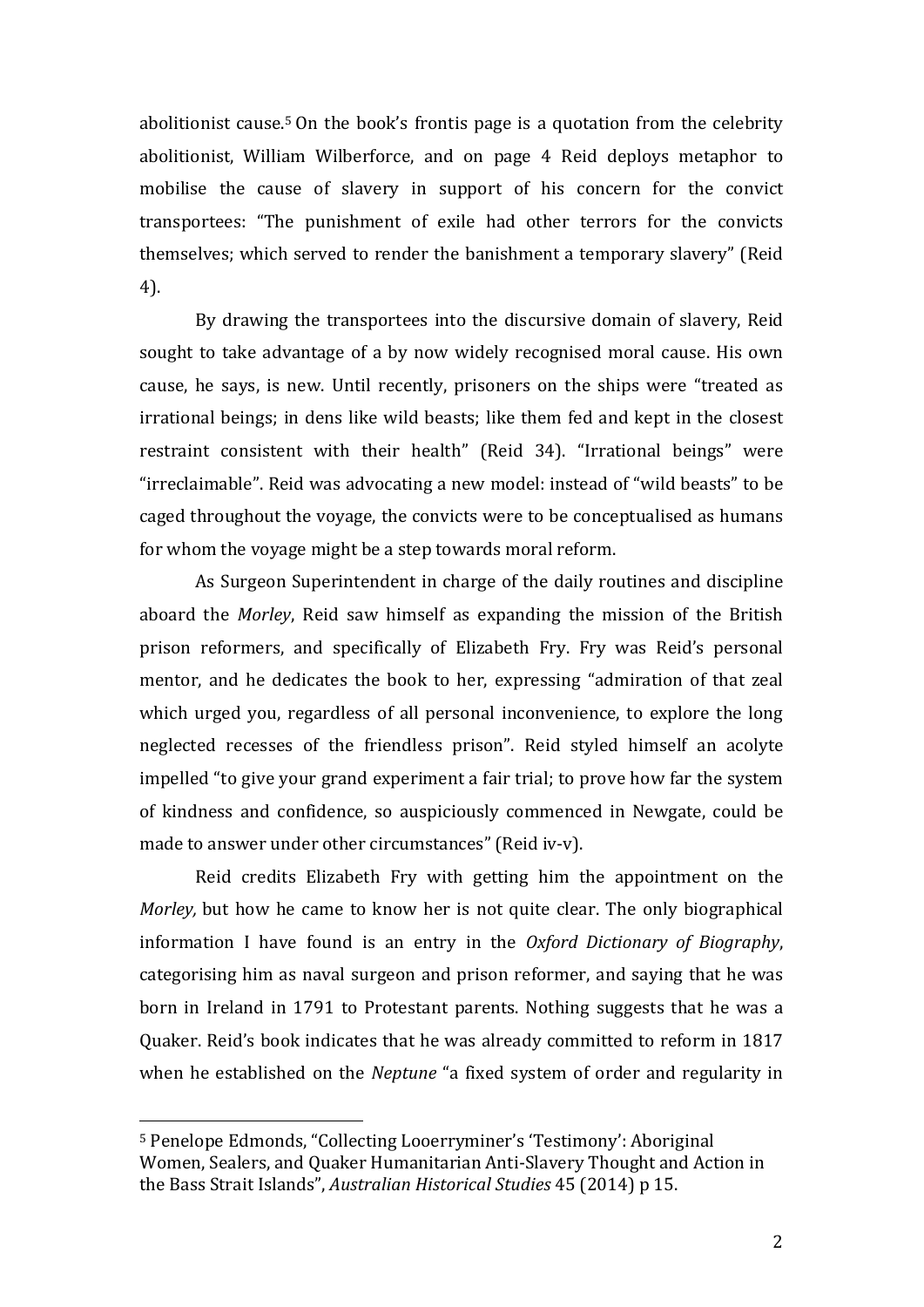abolitionist cause.[5] On the book's frontis page is a quotation from the celebrity abolitionist, William Wilberforce, and on page 4 Reid deploys metaphor to mobilise the cause of slavery in support of his concern for the convict transportees: "The punishment of exile had other terrors for the convicts themselves; which served to render the banishment a temporary slavery" (Reid 4).

By drawing the transportees into the discursive domain of slavery, Reid sought to take advantage of a by now widely recognised moral cause. His own cause, he says, is new. Until recently, prisoners on the ships were "treated as irrational beings; in dens like wild beasts; like them fed and kept in the closest restraint consistent with their health" (Reid 34). "Irrational beings" were "irreclaimable". Reid was advocating a new model: instead of "wild beasts" to be caged throughout the voyage, the convicts were to be conceptualised as humans for whom the voyage might be a step towards moral reform.

As Surgeon Superintendent in charge of the daily routines and discipline aboard the *Morley*, Reid saw himself as expanding the mission of the British prison reformers, and specifically of Elizabeth Fry. Fry was Reid's personal mentor, and he dedicates the book to her, expressing "admiration of that zeal which urged you, regardless of all personal inconvenience, to explore the long neglected recesses of the friendless prison". Reid styled himself an acolyte impelled "to give your grand experiment a fair trial; to prove how far the system of kindness and confidence, so auspiciously commenced in Newgate, could be made to answer under other circumstances" (Reid iv-v).

Reid credits Elizabeth Fry with getting him the appointment on the *Morley,* but how he came to know her is not quite clear. The only biographical information I have found is an entry in the *Oxford Dictionary of Biography*, categorising him as naval surgeon and prison reformer, and saying that he was born in Ireland in 1791 to Protestant parents. Nothing suggests that he was a Quaker. Reid's book indicates that he was already committed to reform in 1817 when he established on the *Neptune* "a fixed system of order and regularity in

---

[5] Penelope Edmonds, "Collecting Looerryminer's 'Testimony': Aboriginal Women, Sealers, and Quaker Humanitarian Anti-Slavery Thought and Action in the Bass Strait Islands", *Australian Historical Studies* 45 (2014) p 15.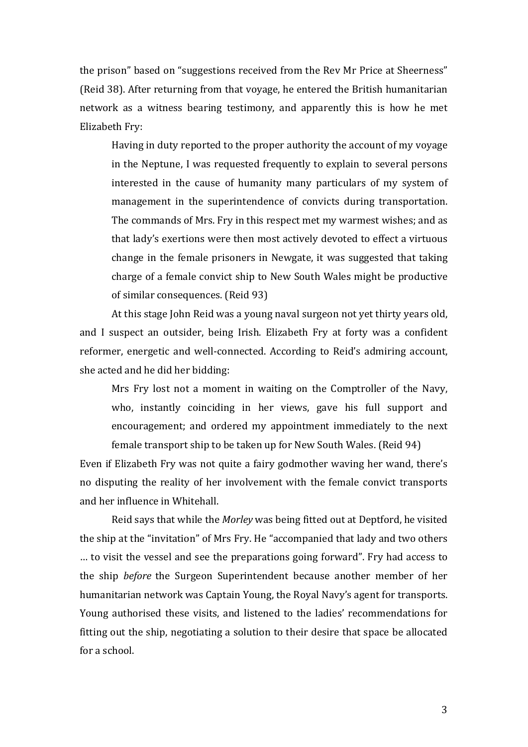the prison" based on "suggestions received from the Rev Mr Price at Sheerness" (Reid 38). After returning from that voyage, he entered the British humanitarian network as a witness bearing testimony, and apparently this is how he met Elizabeth Fry:

> Having in duty reported to the proper authority the account of my voyage in the Neptune, I was requested frequently to explain to several persons interested in the cause of humanity many particulars of my system of management in the superintendence of convicts during transportation. The commands of Mrs. Fry in this respect met my warmest wishes; and as that lady's exertions were then most actively devoted to effect a virtuous change in the female prisoners in Newgate, it was suggested that taking charge of a female convict ship to New South Wales might be productive of similar consequences. (Reid 93)

At this stage John Reid was a young naval surgeon not yet thirty years old, and I suspect an outsider, being Irish. Elizabeth Fry at forty was a confident reformer, energetic and well-connected. According to Reid's admiring account, she acted and he did her bidding:

> Mrs Fry lost not a moment in waiting on the Comptroller of the Navy, who, instantly coinciding in her views, gave his full support and encouragement; and ordered my appointment immediately to the next female transport ship to be taken up for New South Wales. (Reid 94)

Even if Elizabeth Fry was not quite a fairy godmother waving her wand, there's no disputing the reality of her involvement with the female convict transports and her influence in Whitehall.

Reid says that while the *Morley* was being fitted out at Deptford, he visited the ship at the "invitation" of Mrs Fry. He "accompanied that lady and two others … to visit the vessel and see the preparations going forward". Fry had access to the ship *before* the Surgeon Superintendent because another member of her humanitarian network was Captain Young, the Royal Navy's agent for transports. Young authorised these visits, and listened to the ladies' recommendations for fitting out the ship, negotiating a solution to their desire that space be allocated for a school.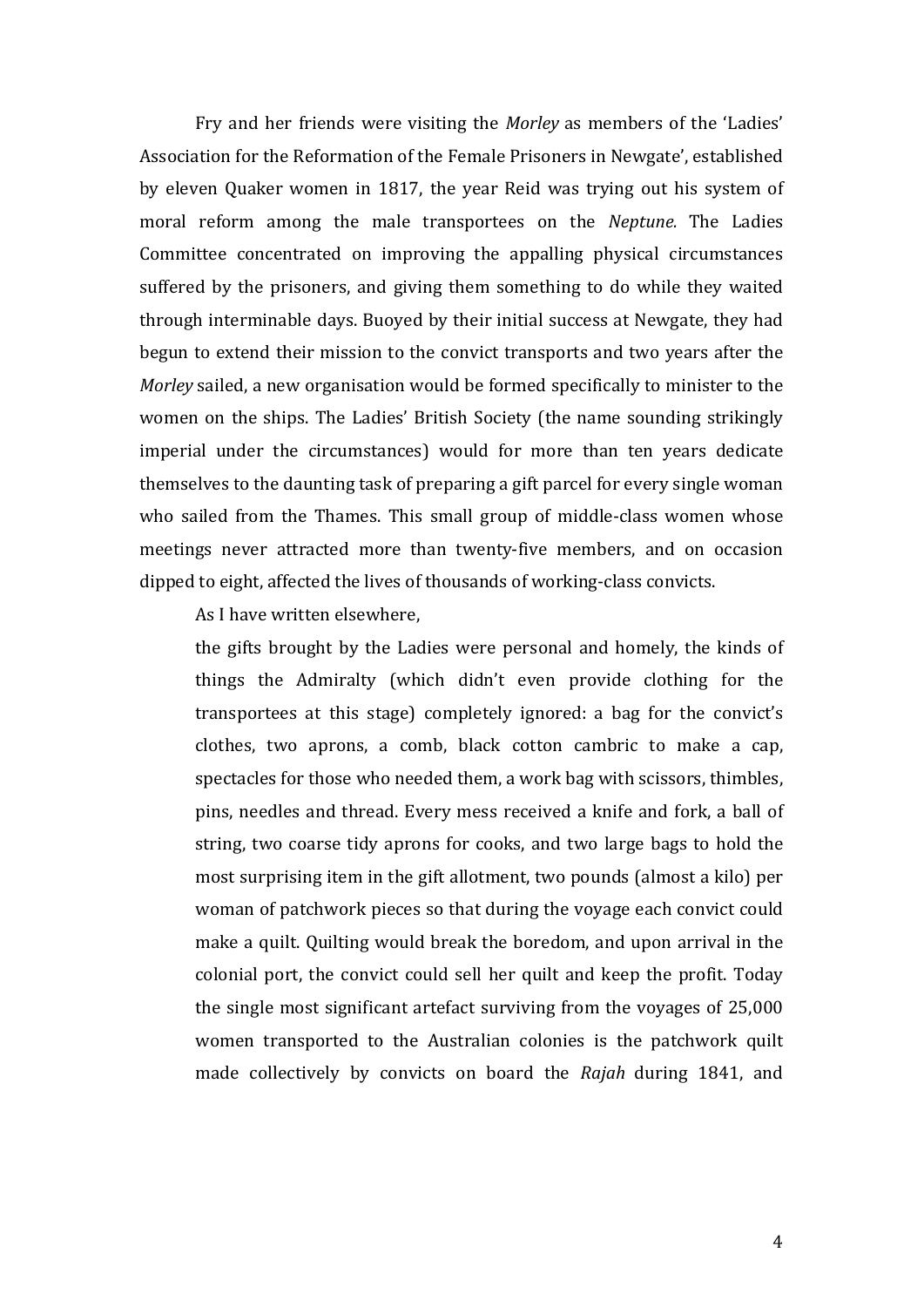Fry and her friends were visiting the *Morley* as members of the 'Ladies' Association for the Reformation of the Female Prisoners in Newgate', established by eleven Quaker women in 1817, the year Reid was trying out his system of moral reform among the male transportees on the *Neptune.* The Ladies Committee concentrated on improving the appalling physical circumstances suffered by the prisoners, and giving them something to do while they waited through interminable days. Buoyed by their initial success at Newgate, they had begun to extend their mission to the convict transports and two years after the *Morley* sailed, a new organisation would be formed specifically to minister to the women on the ships. The Ladies' British Society (the name sounding strikingly imperial under the circumstances) would for more than ten years dedicate themselves to the daunting task of preparing a gift parcel for every single woman who sailed from the Thames. This small group of middle-class women whose meetings never attracted more than twenty-five members, and on occasion dipped to eight, affected the lives of thousands of working-class convicts.

As I have written elsewhere,

> the gifts brought by the Ladies were personal and homely, the kinds of things the Admiralty (which didn't even provide clothing for the transportees at this stage) completely ignored: a bag for the convict's clothes, two aprons, a comb, black cotton cambric to make a cap, spectacles for those who needed them, a work bag with scissors, thimbles, pins, needles and thread. Every mess received a knife and fork, a ball of string, two coarse tidy aprons for cooks, and two large bags to hold the most surprising item in the gift allotment, two pounds (almost a kilo) per woman of patchwork pieces so that during the voyage each convict could make a quilt. Quilting would break the boredom, and upon arrival in the colonial port, the convict could sell her quilt and keep the profit. Today the single most significant artefact surviving from the voyages of 25,000 women transported to the Australian colonies is the patchwork quilt made collectively by convicts on board the *Rajah* during 1841, and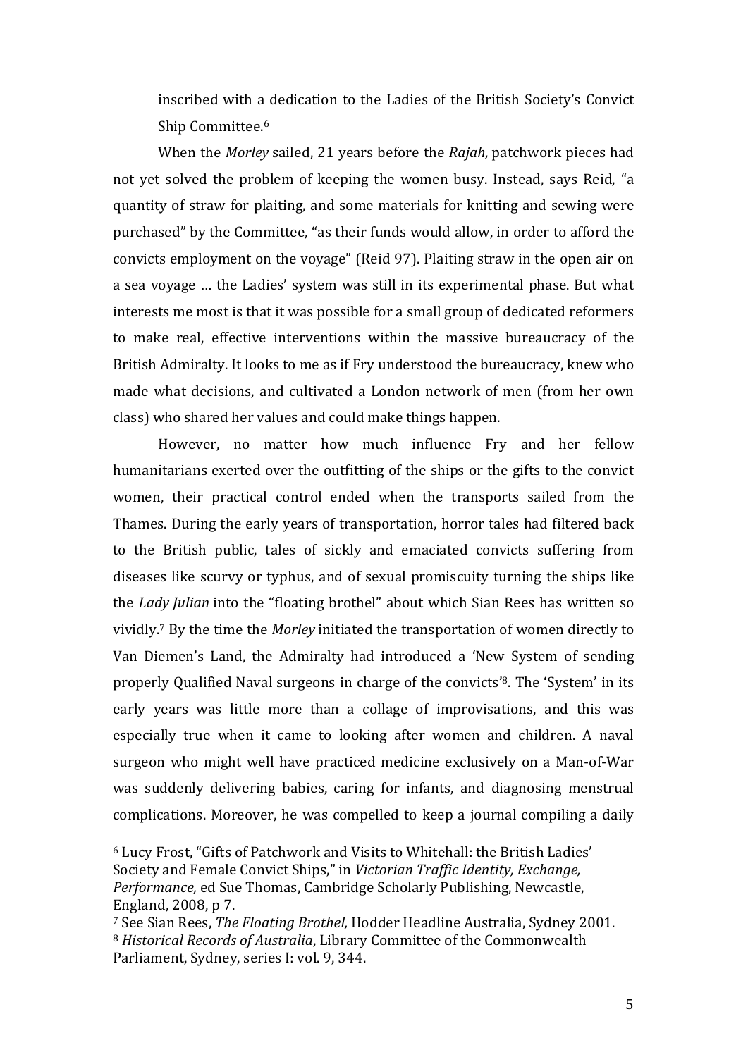inscribed with a dedication to the Ladies of the British Society's Convict Ship Committee.[6]

When the *Morley* sailed, 21 years before the *Rajah,* patchwork pieces had not yet solved the problem of keeping the women busy. Instead, says Reid, "a quantity of straw for plaiting, and some materials for knitting and sewing were purchased" by the Committee, "as their funds would allow, in order to afford the convicts employment on the voyage" (Reid 97). Plaiting straw in the open air on a sea voyage … the Ladies' system was still in its experimental phase. But what interests me most is that it was possible for a small group of dedicated reformers to make real, effective interventions within the massive bureaucracy of the British Admiralty. It looks to me as if Fry understood the bureaucracy, knew who made what decisions, and cultivated a London network of men (from her own class) who shared her values and could make things happen.

However, no matter how much influence Fry and her fellow humanitarians exerted over the outfitting of the ships or the gifts to the convict women, their practical control ended when the transports sailed from the Thames. During the early years of transportation, horror tales had filtered back to the British public, tales of sickly and emaciated convicts suffering from diseases like scurvy or typhus, and of sexual promiscuity turning the ships like the *Lady Julian* into the "floating brothel" about which Sian Rees has written so vividly.[7] By the time the *Morley* initiated the transportation of women directly to Van Diemen's Land, the Admiralty had introduced a 'New System of sending properly Qualified Naval surgeons in charge of the convicts'[8]. The 'System' in its early years was little more than a collage of improvisations, and this was especially true when it came to looking after women and children. A naval surgeon who might well have practiced medicine exclusively on a Man-of-War was suddenly delivering babies, caring for infants, and diagnosing menstrual complications. Moreover, he was compelled to keep a journal compiling a daily

---

[6] Lucy Frost, "Gifts of Patchwork and Visits to Whitehall: the British Ladies' Society and Female Convict Ships," in *Victorian Traffic Identity, Exchange, Performance,* ed Sue Thomas, Cambridge Scholarly Publishing, Newcastle, England, 2008, p 7.

[7] See Sian Rees, *The Floating Brothel,* Hodder Headline Australia, Sydney 2001.

[8] *Historical Records of Australia*, Library Committee of the Commonwealth Parliament, Sydney, series I: vol. 9, 344.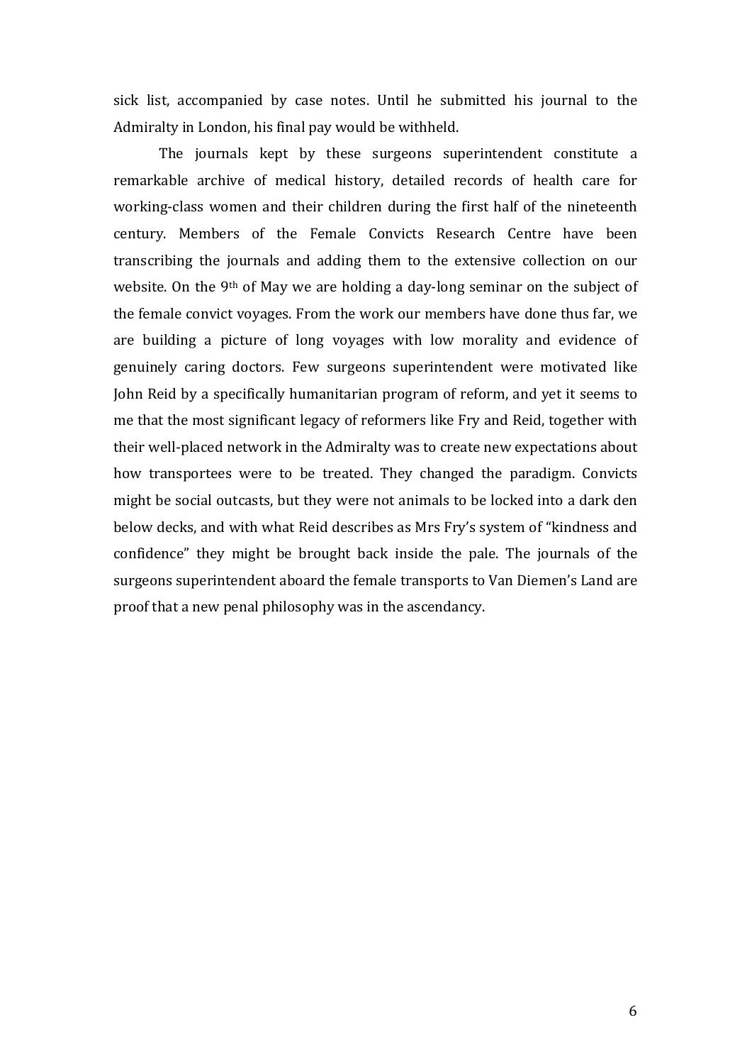sick list, accompanied by case notes. Until he submitted his journal to the Admiralty in London, his final pay would be withheld.

The journals kept by these surgeons superintendent constitute a remarkable archive of medical history, detailed records of health care for working-class women and their children during the first half of the nineteenth century. Members of the Female Convicts Research Centre have been transcribing the journals and adding them to the extensive collection on our website. On the 9th of May we are holding a day-long seminar on the subject of the female convict voyages. From the work our members have done thus far, we are building a picture of long voyages with low morality and evidence of genuinely caring doctors. Few surgeons superintendent were motivated like John Reid by a specifically humanitarian program of reform, and yet it seems to me that the most significant legacy of reformers like Fry and Reid, together with their well-placed network in the Admiralty was to create new expectations about how transportees were to be treated. They changed the paradigm. Convicts might be social outcasts, but they were not animals to be locked into a dark den below decks, and with what Reid describes as Mrs Fry's system of "kindness and confidence" they might be brought back inside the pale. The journals of the surgeons superintendent aboard the female transports to Van Diemen's Land are proof that a new penal philosophy was in the ascendancy.